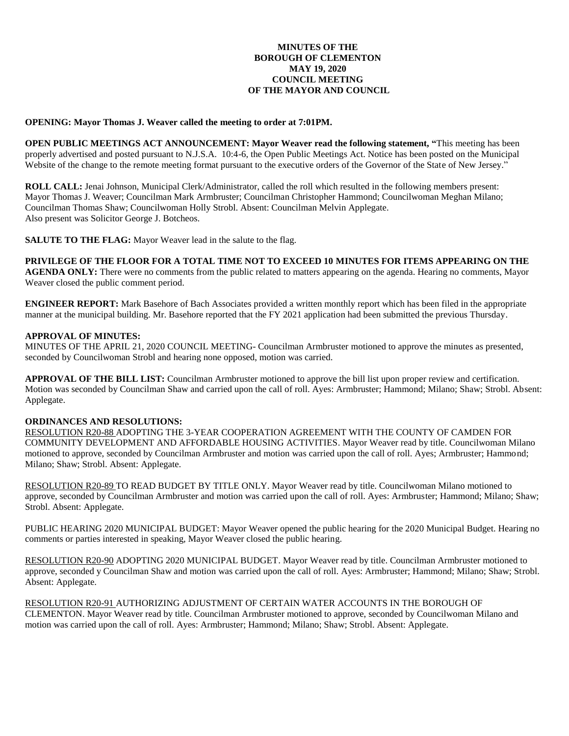# MINUTES OF THE
# BOROUGH OF CLEMENTON
# MAY 19, 2020
# COUNCIL MEETING
# OF THE MAYOR AND COUNCIL

**OPENING: Mayor Thomas J. Weaver called the meeting to order at 7:01PM.**

**OPEN PUBLIC MEETINGS ACT ANNOUNCEMENT: Mayor Weaver read the following statement, "**This meeting has been properly advertised and posted pursuant to N.J.S.A. 10:4-6, the Open Public Meetings Act. Notice has been posted on the Municipal Website of the change to the remote meeting format pursuant to the executive orders of the Governor of the State of New Jersey."

**ROLL CALL:** Jenai Johnson, Municipal Clerk/Administrator, called the roll which resulted in the following members present: Mayor Thomas J. Weaver; Councilman Mark Armbruster; Councilman Christopher Hammond; Councilwoman Meghan Milano; Councilman Thomas Shaw; Councilwoman Holly Strobl. Absent: Councilman Melvin Applegate.
Also present was Solicitor George J. Botcheos.

**SALUTE TO THE FLAG:** Mayor Weaver lead in the salute to the flag.

**PRIVILEGE OF THE FLOOR FOR A TOTAL TIME NOT TO EXCEED 10 MINUTES FOR ITEMS APPEARING ON THE AGENDA ONLY:** There were no comments from the public related to matters appearing on the agenda. Hearing no comments, Mayor Weaver closed the public comment period.

**ENGINEER REPORT:** Mark Basehore of Bach Associates provided a written monthly report which has been filed in the appropriate manner at the municipal building. Mr. Basehore reported that the FY 2021 application had been submitted the previous Thursday.

**APPROVAL OF MINUTES:**
MINUTES OF THE APRIL 21, 2020 COUNCIL MEETING- Councilman Armbruster motioned to approve the minutes as presented, seconded by Councilwoman Strobl and hearing none opposed, motion was carried.

**APPROVAL OF THE BILL LIST:** Councilman Armbruster motioned to approve the bill list upon proper review and certification. Motion was seconded by Councilman Shaw and carried upon the call of roll. Ayes: Armbruster; Hammond; Milano; Shaw; Strobl. Absent: Applegate.

**ORDINANCES AND RESOLUTIONS:**
RESOLUTION R20-88 ADOPTING THE 3-YEAR COOPERATION AGREEMENT WITH THE COUNTY OF CAMDEN FOR COMMUNITY DEVELOPMENT AND AFFORDABLE HOUSING ACTIVITIES. Mayor Weaver read by title. Councilwoman Milano motioned to approve, seconded by Councilman Armbruster and motion was carried upon the call of roll. Ayes; Armbruster; Hammond; Milano; Shaw; Strobl. Absent: Applegate.

RESOLUTION R20-89 TO READ BUDGET BY TITLE ONLY. Mayor Weaver read by title. Councilwoman Milano motioned to approve, seconded by Councilman Armbruster and motion was carried upon the call of roll. Ayes: Armbruster; Hammond; Milano; Shaw; Strobl. Absent: Applegate.

PUBLIC HEARING 2020 MUNICIPAL BUDGET: Mayor Weaver opened the public hearing for the 2020 Municipal Budget. Hearing no comments or parties interested in speaking, Mayor Weaver closed the public hearing.

RESOLUTION R20-90 ADOPTING 2020 MUNICIPAL BUDGET. Mayor Weaver read by title. Councilman Armbruster motioned to approve, seconded y Councilman Shaw and motion was carried upon the call of roll. Ayes: Armbruster; Hammond; Milano; Shaw; Strobl. Absent: Applegate.

RESOLUTION R20-91 AUTHORIZING ADJUSTMENT OF CERTAIN WATER ACCOUNTS IN THE BOROUGH OF CLEMENTON. Mayor Weaver read by title. Councilman Armbruster motioned to approve, seconded by Councilwoman Milano and motion was carried upon the call of roll. Ayes: Armbruster; Hammond; Milano; Shaw; Strobl. Absent: Applegate.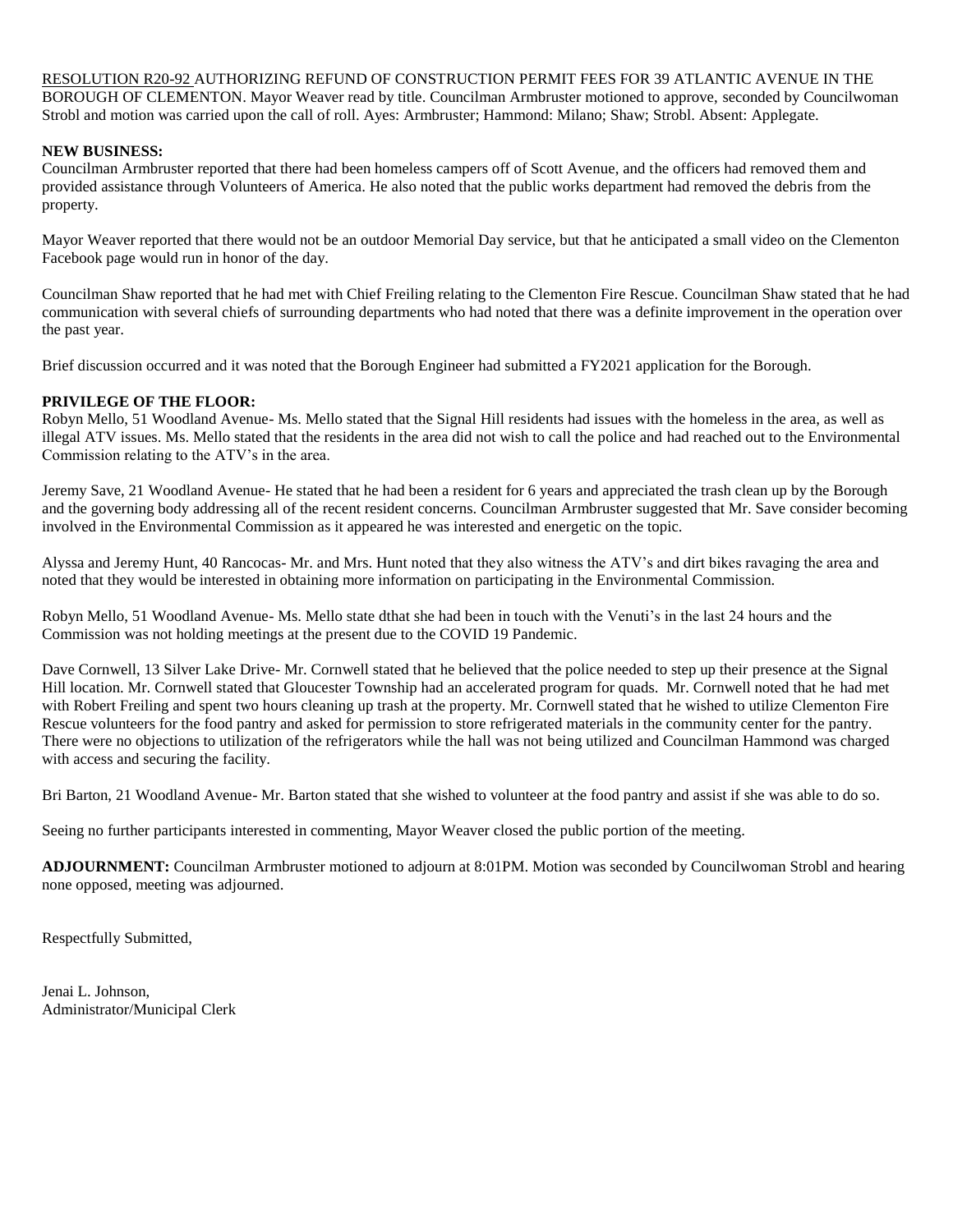<u>RESOLUTION R20-92</u> AUTHORIZING REFUND OF CONSTRUCTION PERMIT FEES FOR 39 ATLANTIC AVENUE IN THE BOROUGH OF CLEMENTON. Mayor Weaver read by title. Councilman Armbruster motioned to approve, seconded by Councilwoman Strobl and motion was carried upon the call of roll. Ayes: Armbruster; Hammond: Milano; Shaw; Strobl. Absent: Applegate.

**NEW BUSINESS:**
Councilman Armbruster reported that there had been homeless campers off of Scott Avenue, and the officers had removed them and provided assistance through Volunteers of America. He also noted that the public works department had removed the debris from the property.

Mayor Weaver reported that there would not be an outdoor Memorial Day service, but that he anticipated a small video on the Clementon Facebook page would run in honor of the day.

Councilman Shaw reported that he had met with Chief Freiling relating to the Clementon Fire Rescue. Councilman Shaw stated that he had communication with several chiefs of surrounding departments who had noted that there was a definite improvement in the operation over the past year.

Brief discussion occurred and it was noted that the Borough Engineer had submitted a FY2021 application for the Borough.

**PRIVILEGE OF THE FLOOR:**
Robyn Mello, 51 Woodland Avenue- Ms. Mello stated that the Signal Hill residents had issues with the homeless in the area, as well as illegal ATV issues. Ms. Mello stated that the residents in the area did not wish to call the police and had reached out to the Environmental Commission relating to the ATV's in the area.

Jeremy Save, 21 Woodland Avenue- He stated that he had been a resident for 6 years and appreciated the trash clean up by the Borough and the governing body addressing all of the recent resident concerns. Councilman Armbruster suggested that Mr. Save consider becoming involved in the Environmental Commission as it appeared he was interested and energetic on the topic.

Alyssa and Jeremy Hunt, 40 Rancocas- Mr. and Mrs. Hunt noted that they also witness the ATV's and dirt bikes ravaging the area and noted that they would be interested in obtaining more information on participating in the Environmental Commission.

Robyn Mello, 51 Woodland Avenue- Ms. Mello state dthat she had been in touch with the Venuti's in the last 24 hours and the Commission was not holding meetings at the present due to the COVID 19 Pandemic.

Dave Cornwell, 13 Silver Lake Drive- Mr. Cornwell stated that he believed that the police needed to step up their presence at the Signal Hill location. Mr. Cornwell stated that Gloucester Township had an accelerated program for quads. Mr. Cornwell noted that he had met with Robert Freiling and spent two hours cleaning up trash at the property. Mr. Cornwell stated that he wished to utilize Clementon Fire Rescue volunteers for the food pantry and asked for permission to store refrigerated materials in the community center for the pantry. There were no objections to utilization of the refrigerators while the hall was not being utilized and Councilman Hammond was charged with access and securing the facility.

Bri Barton, 21 Woodland Avenue- Mr. Barton stated that she wished to volunteer at the food pantry and assist if she was able to do so.

Seeing no further participants interested in commenting, Mayor Weaver closed the public portion of the meeting.

**ADJOURNMENT:** Councilman Armbruster motioned to adjourn at 8:01PM. Motion was seconded by Councilwoman Strobl and hearing none opposed, meeting was adjourned.

Respectfully Submitted,

Jenai L. Johnson,
Administrator/Municipal Clerk